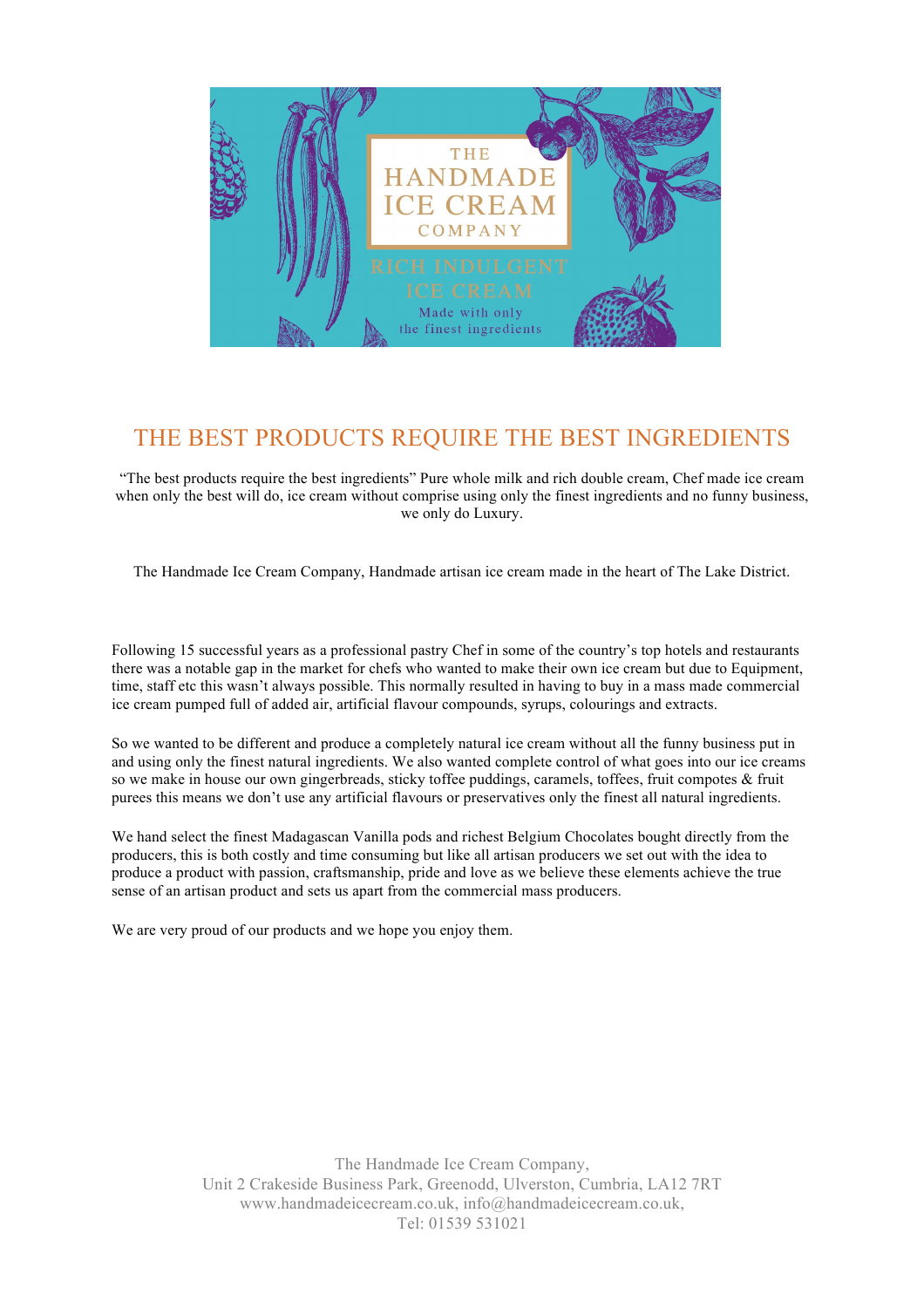THE HANDMADE ICE CREAM COMPANY

RICH INDULGENT ICE CREAM

Made with only the finest ingredients

# THE BEST PRODUCTS REQUIRE THE BEST INGREDIENTS

"The best products require the best ingredients" Pure whole milk and rich double cream, Chef made ice cream when only the best will do, ice cream without comprise using only the finest ingredients and no funny business, we only do Luxury.

The Handmade Ice Cream Company, Handmade artisan ice cream made in the heart of The Lake District.

Following 15 successful years as a professional pastry Chef in some of the country's top hotels and restaurants there was a notable gap in the market for chefs who wanted to make their own ice cream but due to Equipment, time, staff etc this wasn't always possible. This normally resulted in having to buy in a mass made commercial ice cream pumped full of added air, artificial flavour compounds, syrups, colourings and extracts.

So we wanted to be different and produce a completely natural ice cream without all the funny business put in and using only the finest natural ingredients. We also wanted complete control of what goes into our ice creams so we make in house our own gingerbreads, sticky toffee puddings, caramels, toffees, fruit compotes & fruit purees this means we don't use any artificial flavours or preservatives only the finest all natural ingredients.

We hand select the finest Madagascan Vanilla pods and richest Belgium Chocolates bought directly from the producers, this is both costly and time consuming but like all artisan producers we set out with the idea to produce a product with passion, craftsmanship, pride and love as we believe these elements achieve the true sense of an artisan product and sets us apart from the commercial mass producers.

We are very proud of our products and we hope you enjoy them.

The Handmade Ice Cream Company,
Unit 2 Crakeside Business Park, Greenodd, Ulverston, Cumbria, LA12 7RT
www.handmadeicecream.co.uk, info@handmadeicecream.co.uk,
Tel: 01539 531021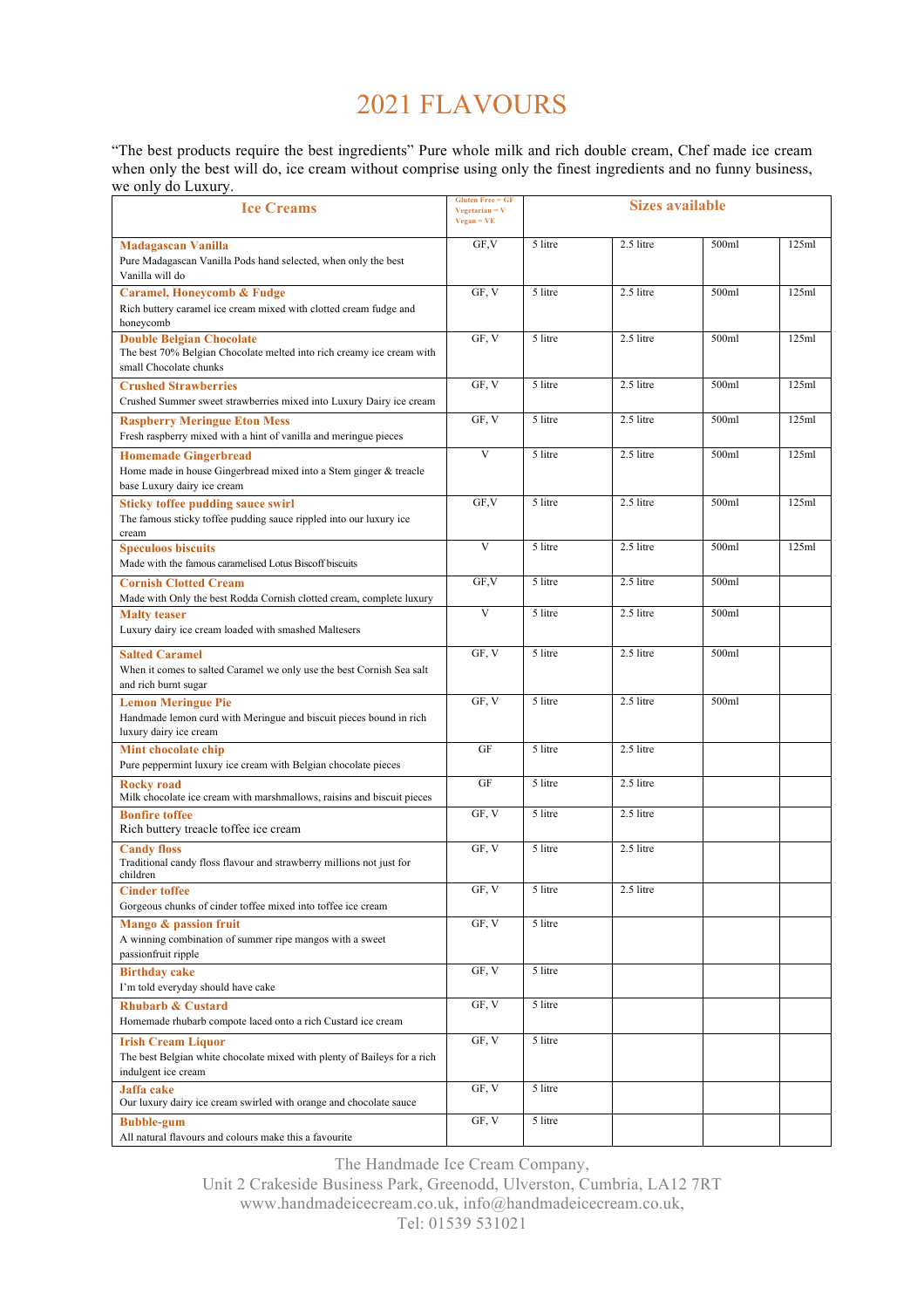# 2021 FLAVOURS

"The best products require the best ingredients" Pure whole milk and rich double cream, Chef made ice cream when only the best will do, ice cream without comprise using only the finest ingredients and no funny business, we only do Luxury.

| Ice Creams | Gluten Free = GF<br>Vegetarian = V<br>Vegan = VE | Sizes available | | | |
|---|---|---|---|---|---|
| **Madagascan Vanilla**<br>Pure Madagascan Vanilla Pods hand selected, when only the best Vanilla will do | GF,V | 5 litre | 2.5 litre | 500ml | 125ml |
| **Caramel, Honeycomb & Fudge**<br>Rich buttery caramel ice cream mixed with clotted cream fudge and honeycomb | GF, V | 5 litre | 2.5 litre | 500ml | 125ml |
| **Double Belgian Chocolate**<br>The best 70% Belgian Chocolate melted into rich creamy ice cream with small Chocolate chunks | GF, V | 5 litre | 2.5 litre | 500ml | 125ml |
| **Crushed Strawberries**<br>Crushed Summer sweet strawberries mixed into Luxury Dairy ice cream | GF, V | 5 litre | 2.5 litre | 500ml | 125ml |
| **Raspberry Meringue Eton Mess**<br>Fresh raspberry mixed with a hint of vanilla and meringue pieces | GF, V | 5 litre | 2.5 litre | 500ml | 125ml |
| **Homemade Gingerbread**<br>Home made in house Gingerbread mixed into a Stem ginger & treacle base Luxury dairy ice cream | V | 5 litre | 2.5 litre | 500ml | 125ml |
| **Sticky toffee pudding sauce swirl**<br>The famous sticky toffee pudding sauce rippled into our luxury ice cream | GF,V | 5 litre | 2.5 litre | 500ml | 125ml |
| **Speculoos biscuits**<br>Made with the famous caramelised Lotus Biscoff biscuits | V | 5 litre | 2.5 litre | 500ml | 125ml |
| **Cornish Clotted Cream**<br>Made with Only the best Rodda Cornish clotted cream, complete luxury | GF,V | 5 litre | 2.5 litre | 500ml | |
| **Malty teaser**<br>Luxury dairy ice cream loaded with smashed Maltesers | V | 5 litre | 2.5 litre | 500ml | |
| **Salted Caramel**<br>When it comes to salted Caramel we only use the best Cornish Sea salt and rich burnt sugar | GF, V | 5 litre | 2.5 litre | 500ml | |
| **Lemon Meringue Pie**<br>Handmade lemon curd with Meringue and biscuit pieces bound in rich luxury dairy ice cream | GF, V | 5 litre | 2.5 litre | 500ml | |
| **Mint chocolate chip**<br>Pure peppermint luxury ice cream with Belgian chocolate pieces | GF | 5 litre | 2.5 litre | | |
| **Rocky road**<br>Milk chocolate ice cream with marshmallows, raisins and biscuit pieces | GF | 5 litre | 2.5 litre | | |
| **Bonfire toffee**<br>Rich buttery treacle toffee ice cream | GF, V | 5 litre | 2.5 litre | | |
| **Candy floss**<br>Traditional candy floss flavour and strawberry millions not just for children | GF, V | 5 litre | 2.5 litre | | |
| **Cinder toffee**<br>Gorgeous chunks of cinder toffee mixed into toffee ice cream | GF, V | 5 litre | 2.5 litre | | |
| **Mango & passion fruit**<br>A winning combination of summer ripe mangos with a sweet passionfruit ripple | GF, V | 5 litre | | | |
| **Birthday cake**<br>I'm told everyday should have cake | GF, V | 5 litre | | | |
| **Rhubarb & Custard**<br>Homemade rhubarb compote laced onto a rich Custard ice cream | GF, V | 5 litre | | | |
| **Irish Cream Liquor**<br>The best Belgian white chocolate mixed with plenty of Baileys for a rich indulgent ice cream | GF, V | 5 litre | | | |
| **Jaffa cake**<br>Our luxury dairy ice cream swirled with orange and chocolate sauce | GF, V | 5 litre | | | |
| **Bubble-gum**<br>All natural flavours and colours make this a favourite | GF, V | 5 litre | | | |

The Handmade Ice Cream Company,
Unit 2 Crakeside Business Park, Greenodd, Ulverston, Cumbria, LA12 7RT
www.handmadeicecream.co.uk, info@handmadeicecream.co.uk,
Tel: 01539 531021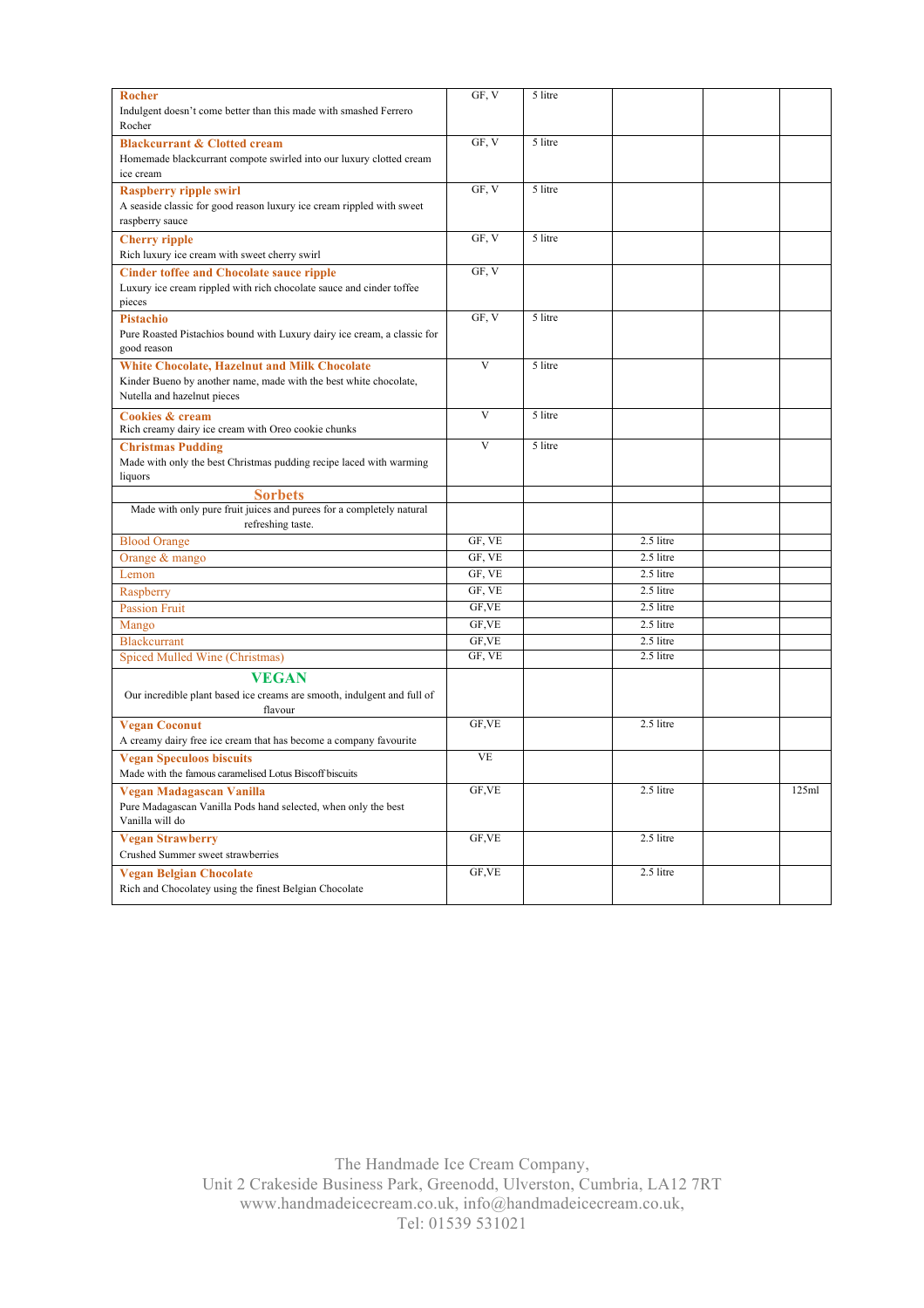| | | | | | |
|---|---|---|---|---|---|
| **Rocher**<br>Indulgent doesn't come better than this made with smashed Ferrero Rocher | GF, V | 5 litre | | | |
| **Blackcurrant & Clotted cream**<br>Homemade blackcurrant compote swirled into our luxury clotted cream ice cream | GF, V | 5 litre | | | |
| **Raspberry ripple swirl**<br>A seaside classic for good reason luxury ice cream rippled with sweet raspberry sauce | GF, V | 5 litre | | | |
| **Cherry ripple**<br>Rich luxury ice cream with sweet cherry swirl | GF, V | 5 litre | | | |
| **Cinder toffee and Chocolate sauce ripple**<br>Luxury ice cream rippled with rich chocolate sauce and cinder toffee pieces | GF, V | | | | |
| **Pistachio**<br>Pure Roasted Pistachios bound with Luxury dairy ice cream, a classic for good reason | GF, V | 5 litre | | | |
| **White Chocolate, Hazelnut and Milk Chocolate**<br>Kinder Bueno by another name, made with the best white chocolate, Nutella and hazelnut pieces | V | 5 litre | | | |
| **Cookies & cream**<br>Rich creamy dairy ice cream with Oreo cookie chunks | V | 5 litre | | | |
| **Christmas Pudding**<br>Made with only the best Christmas pudding recipe laced with warming liquors | V | 5 litre | | | |
| **Sorbets** | | | | | |
| Made with only pure fruit juices and purees for a completely natural refreshing taste. | | | | | |
| Blood Orange | GF, VE | | 2.5 litre | | |
| Orange & mango | GF, VE | | 2.5 litre | | |
| Lemon | GF, VE | | 2.5 litre | | |
| Raspberry | GF, VE | | 2.5 litre | | |
| Passion Fruit | GF,VE | | 2.5 litre | | |
| Mango | GF,VE | | 2.5 litre | | |
| Blackcurrant | GF,VE | | 2.5 litre | | |
| Spiced Mulled Wine (Christmas) | GF, VE | | 2.5 litre | | |
| **VEGAN**<br>Our incredible plant based ice creams are smooth, indulgent and full of flavour | | | | | |
| **Vegan Coconut**<br>A creamy dairy free ice cream that has become a company favourite | GF,VE | | 2.5 litre | | |
| **Vegan Speculoos biscuits**<br>Made with the famous caramelised Lotus Biscoff biscuits | VE | | | | |
| **Vegan Madagascan Vanilla**<br>Pure Madagascan Vanilla Pods hand selected, when only the best Vanilla will do | GF,VE | | 2.5 litre | | 125ml |
| **Vegan Strawberry**<br>Crushed Summer sweet strawberries | GF,VE | | 2.5 litre | | |
| **Vegan Belgian Chocolate**<br>Rich and Chocolatey using the finest Belgian Chocolate | GF,VE | | 2.5 litre | | |

The Handmade Ice Cream Company,
Unit 2 Crakeside Business Park, Greenodd, Ulverston, Cumbria, LA12 7RT
www.handmadeicecream.co.uk, info@handmadeicecream.co.uk,
Tel: 01539 531021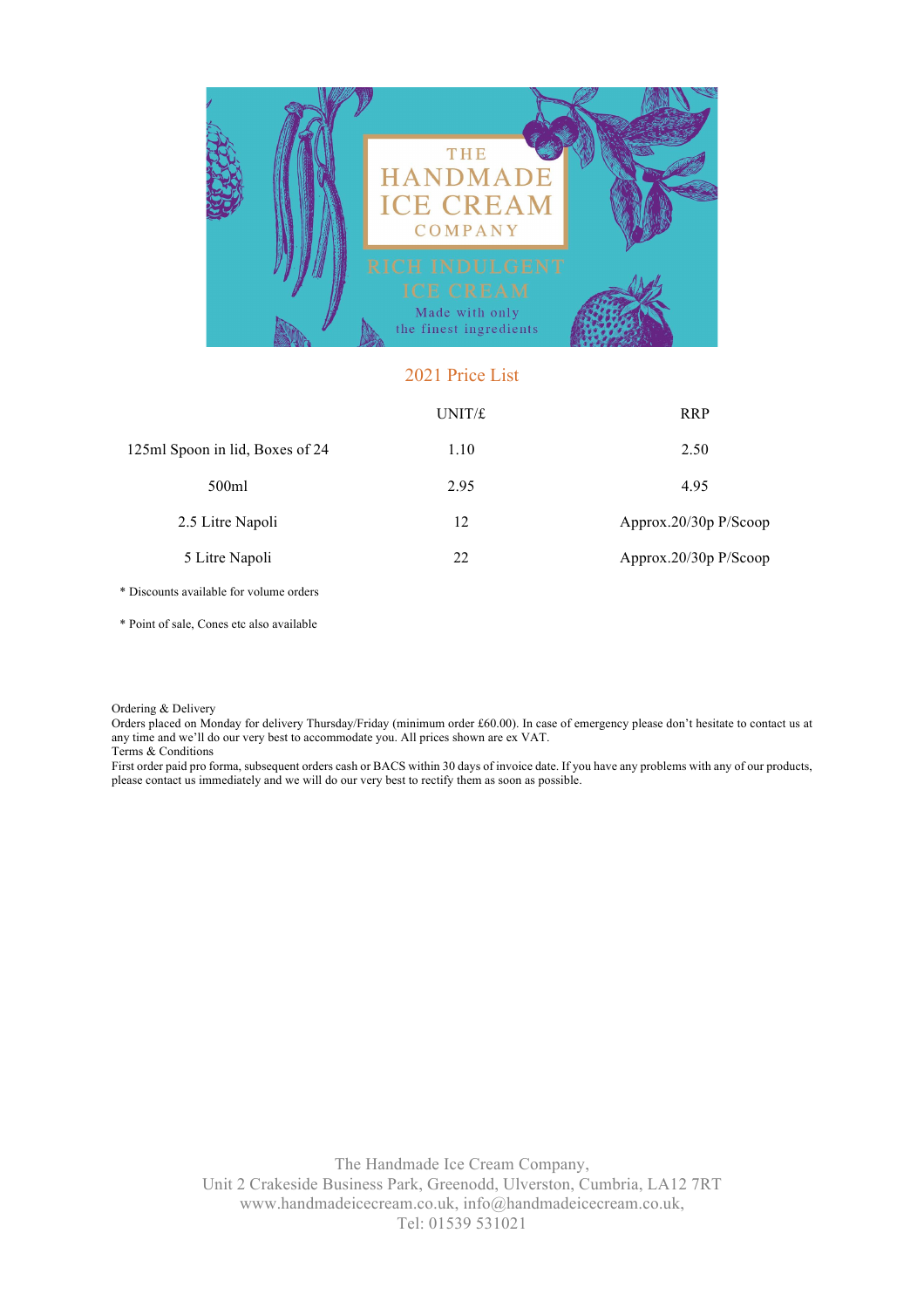THE HANDMADE ICE CREAM COMPANY

RICH INDULGENT ICE CREAM

Made with only the finest ingredients

## 2021 Price List

| | UNIT/£ | RRP |
|---|---|---|
| 125ml Spoon in lid, Boxes of 24 | 1.10 | 2.50 |
| 500ml | 2.95 | 4.95 |
| 2.5 Litre Napoli | 12 | Approx.20/30p P/Scoop |
| 5 Litre Napoli | 22 | Approx.20/30p P/Scoop |

\* Discounts available for volume orders

\* Point of sale, Cones etc also available

Ordering & Delivery

Orders placed on Monday for delivery Thursday/Friday (minimum order £60.00). In case of emergency please don't hesitate to contact us at any time and we'll do our very best to accommodate you. All prices shown are ex VAT.

Terms & Conditions

First order paid pro forma, subsequent orders cash or BACS within 30 days of invoice date. If you have any problems with any of our products, please contact us immediately and we will do our very best to rectify them as soon as possible.

The Handmade Ice Cream Company,
Unit 2 Crakeside Business Park, Greenodd, Ulverston, Cumbria, LA12 7RT
www.handmadeicecream.co.uk, info@handmadeicecream.co.uk,
Tel: 01539 531021